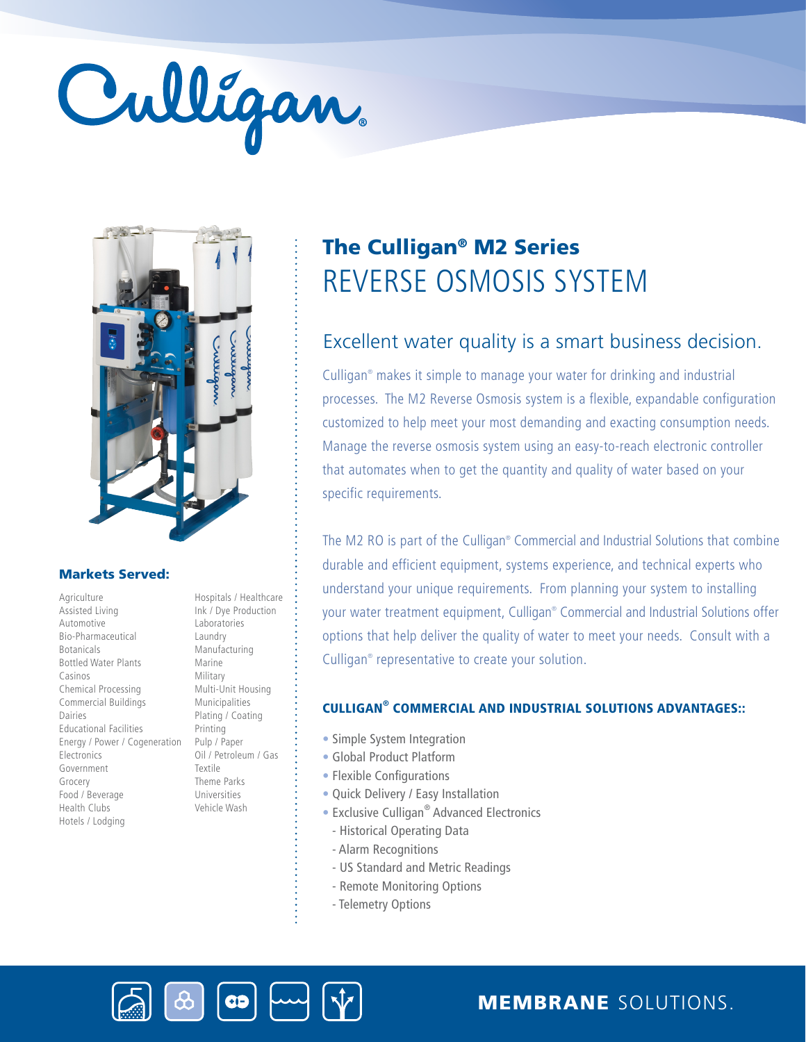Culligan®

# The Culligan® M2 Series
# REVERSE OSMOSIS SYSTEM

## Excellent water quality is a smart business decision.

Culligan® makes it simple to manage your water for drinking and industrial processes. The M2 Reverse Osmosis system is a flexible, expandable configuration customized to help meet your most demanding and exacting consumption needs. Manage the reverse osmosis system using an easy-to-reach electronic controller that automates when to get the quantity and quality of water based on your specific requirements.

The M2 RO is part of the Culligan® Commercial and Industrial Solutions that combine durable and efficient equipment, systems experience, and technical experts who understand your unique requirements. From planning your system to installing your water treatment equipment, Culligan® Commercial and Industrial Solutions offer options that help deliver the quality of water to meet your needs. Consult with a Culligan® representative to create your solution.

### CULLIGAN® COMMERCIAL AND INDUSTRIAL SOLUTIONS ADVANTAGES::

- Simple System Integration
- Global Product Platform
- Flexible Configurations
- Quick Delivery / Easy Installation
- Exclusive Culligan® Advanced Electronics
  - Historical Operating Data
  - Alarm Recognitions
  - US Standard and Metric Readings
  - Remote Monitoring Options
  - Telemetry Options

### Markets Served:

Agriculture
Assisted Living
Automotive
Bio-Pharmaceutical
Botanicals
Bottled Water Plants
Casinos
Chemical Processing
Commercial Buildings
Dairies
Educational Facilities
Energy / Power / Cogeneration
Electronics
Government
Grocery
Food / Beverage
Health Clubs
Hotels / Lodging
Hospitals / Healthcare
Ink / Dye Production
Laboratories
Laundry
Manufacturing
Marine
Military
Multi-Unit Housing
Municipalities
Plating / Coating
Printing
Pulp / Paper
Oil / Petroleum / Gas
Textile
Theme Parks
Universities
Vehicle Wash

**MEMBRANE** SOLUTIONS.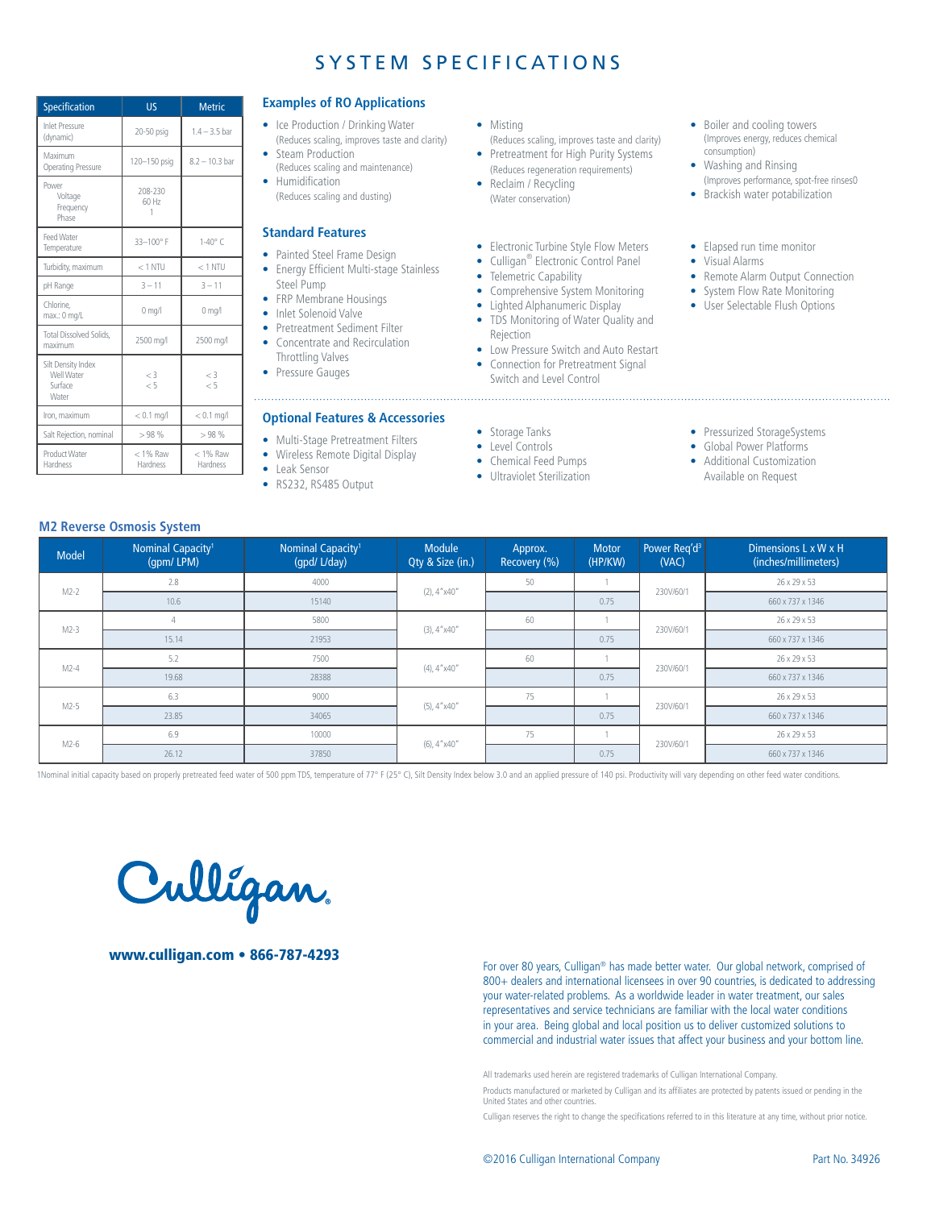# SYSTEM SPECIFICATIONS

| Specification | US | Metric |
|---|---|---|
| Inlet Pressure (dynamic) | 20-50 psig | 1.4 – 3.5 bar |
| Maximum Operating Pressure | 120–150 psig | 8.2 – 10.3 bar |
| Power Voltage Frequency Phase | 208-230 60 Hz 1 | |
| Feed Water Temperature | 33–100° F | 1-40° C |
| Turbidity, maximum | < 1 NTU | < 1 NTU |
| pH Range | 3 – 11 | 3 – 11 |
| Chlorine, max.: 0 mg/L | 0 mg/l | 0 mg/l |
| Total Dissolved Solids, maximum | 2500 mg/l | 2500 mg/l |
| Silt Density Index Well Water Surface Water | < 3 < 5 | < 3 < 5 |
| Iron, maximum | < 0.1 mg/l | < 0.1 mg/l |
| Salt Rejection, nominal | > 98 % | > 98 % |
| Product Water Hardness | < 1% Raw Hardness | < 1% Raw Hardness |

## Examples of RO Applications

- Ice Production / Drinking Water (Reduces scaling, improves taste and clarity)
- Steam Production (Reduces scaling and maintenance)
- Humidification (Reduces scaling and dusting)
- Misting (Reduces scaling, improves taste and clarity)
- Pretreatment for High Purity Systems (Reduces regeneration requirements)
- Reclaim / Recycling (Water conservation)
- Boiler and cooling towers (Improves energy, reduces chemical consumption)
- Washing and Rinsing (Improves performance, spot-free rinses0
- Brackish water potabilization

## Standard Features

- Painted Steel Frame Design
- Energy Efficient Multi-stage Stainless Steel Pump
- FRP Membrane Housings
- Inlet Solenoid Valve
- Pretreatment Sediment Filter
- Concentrate and Recirculation Throttling Valves
- Pressure Gauges
- Electronic Turbine Style Flow Meters
- Culligan® Electronic Control Panel
- Telemetric Capability
- Comprehensive System Monitoring
- Lighted Alphanumeric Display
- TDS Monitoring of Water Quality and Rejection
- Low Pressure Switch and Auto Restart
- Connection for Pretreatment Signal Switch and Level Control
- Elapsed run time monitor
- Visual Alarms
- Remote Alarm Output Connection
- System Flow Rate Monitoring
- User Selectable Flush Options

## Optional Features & Accessories

- Multi-Stage Pretreatment Filters
- Wireless Remote Digital Display
- Leak Sensor
- RS232, RS485 Output
- Storage Tanks
- Level Controls
- Chemical Feed Pumps
- Ultraviolet Sterilization
- Pressurized StorageSystems
- Global Power Platforms
- Additional Customization Available on Request

## M2 Reverse Osmosis System

| Model | Nominal Capacity[1] (gpm/ LPM) | Nominal Capacity[1] (gpd/ L/day) | Module Qty & Size (in.) | Approx. Recovery (%) | Motor (HP/KW) | Power Req'd[3] (VAC) | Dimensions L x W x H (inches/millimeters) |
|---|---|---|---|---|---|---|---|
| M2-2 | 2.8 | 4000 | (2), 4"x40" | 50 | 1 | 230V/60/1 | 26 x 29 x 53 |
| | 10.6 | 15140 | | | 0.75 | | 660 x 737 x 1346 |
| M2-3 | 4 | 5800 | (3), 4"x40" | 60 | 1 | 230V/60/1 | 26 x 29 x 53 |
| | 15.14 | 21953 | | | 0.75 | | 660 x 737 x 1346 |
| M2-4 | 5.2 | 7500 | (4), 4"x40" | 60 | 1 | 230V/60/1 | 26 x 29 x 53 |
| | 19.68 | 28388 | | | 0.75 | | 660 x 737 x 1346 |
| M2-5 | 6.3 | 9000 | (5), 4"x40" | 75 | 1 | 230V/60/1 | 26 x 29 x 53 |
| | 23.85 | 34065 | | | 0.75 | | 660 x 737 x 1346 |
| M2-6 | 6.9 | 10000 | (6), 4"x40" | 75 | 1 | 230V/60/1 | 26 x 29 x 53 |
| | 26.12 | 37850 | | | 0.75 | | 660 x 737 x 1346 |

1Nominal initial capacity based on properly pretreated feed water of 500 ppm TDS, temperature of 77° F (25° C), Silt Density Index below 3.0 and an applied pressure of 140 psi. Productivity will vary depending on other feed water conditions.

Culligan

**www.culligan.com • 866-787-4293**

For over 80 years, Culligan® has made better water. Our global network, comprised of 800+ dealers and international licensees in over 90 countries, is dedicated to addressing your water-related problems. As a worldwide leader in water treatment, our sales representatives and service technicians are familiar with the local water conditions in your area. Being global and local position us to deliver customized solutions to commercial and industrial water issues that affect your business and your bottom line.

All trademarks used herein are registered trademarks of Culligan International Company.

Products manufactured or marketed by Culligan and its affiliates are protected by patents issued or pending in the United States and other countries.

Culligan reserves the right to change the specifications referred to in this literature at any time, without prior notice.

©2016 Culligan International Company

Part No. 34926